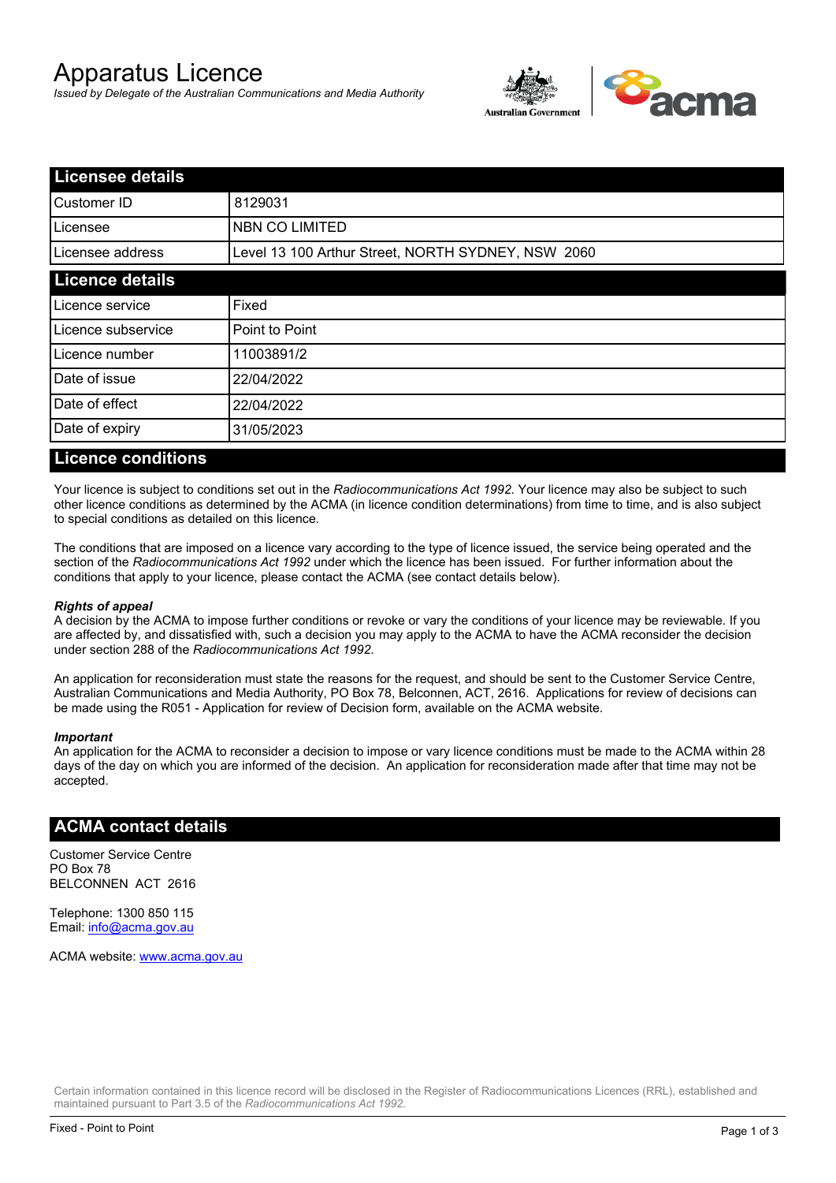# Apparatus Licence

*Issued by Delegate of the Australian Communications and Media Authority*

## Licensee details

| | |
|---|---|
| Customer ID | 8129031 |
| Licensee | NBN CO LIMITED |
| Licensee address | Level 13 100 Arthur Street, NORTH SYDNEY, NSW 2060 |

## Licence details

| | |
|---|---|
| Licence service | Fixed |
| Licence subservice | Point to Point |
| Licence number | 11003891/2 |
| Date of issue | 22/04/2022 |
| Date of effect | 22/04/2022 |
| Date of expiry | 31/05/2023 |

## Licence conditions

Your licence is subject to conditions set out in the *Radiocommunications Act 1992*. Your licence may also be subject to such other licence conditions as determined by the ACMA (in licence condition determinations) from time to time, and is also subject to special conditions as detailed on this licence.

The conditions that are imposed on a licence vary according to the type of licence issued, the service being operated and the section of the *Radiocommunications Act 1992* under which the licence has been issued. For further information about the conditions that apply to your licence, please contact the ACMA (see contact details below).

***Rights of appeal***

A decision by the ACMA to impose further conditions or revoke or vary the conditions of your licence may be reviewable. If you are affected by, and dissatisfied with, such a decision you may apply to the ACMA to have the ACMA reconsider the decision under section 288 of the *Radiocommunications Act 1992*.

An application for reconsideration must state the reasons for the request, and should be sent to the Customer Service Centre, Australian Communications and Media Authority, PO Box 78, Belconnen, ACT, 2616. Applications for review of decisions can be made using the R051 - Application for review of Decision form, available on the ACMA website.

***Important***

An application for the ACMA to reconsider a decision to impose or vary licence conditions must be made to the ACMA within 28 days of the day on which you are informed of the decision. An application for reconsideration made after that time may not be accepted.

## ACMA contact details

Customer Service Centre
PO Box 78
BELCONNEN ACT 2616

Telephone: 1300 850 115
Email: info@acma.gov.au

ACMA website: www.acma.gov.au

Certain information contained in this licence record will be disclosed in the Register of Radiocommunications Licences (RRL), established and maintained pursuant to Part 3.5 of the *Radiocommunications Act 1992.*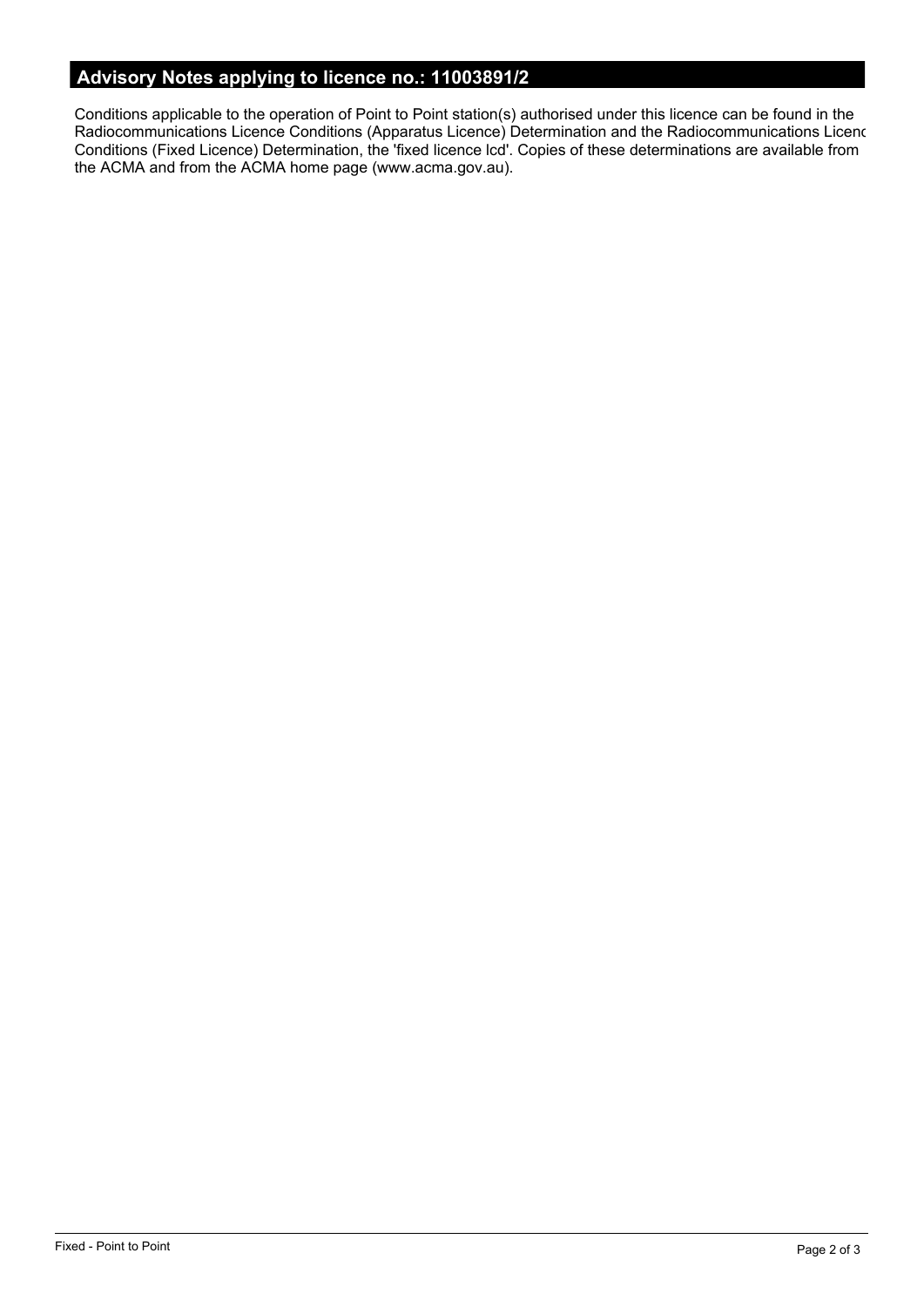## Advisory Notes applying to licence no.: 11003891/2

Conditions applicable to the operation of Point to Point station(s) authorised under this licence can be found in the Radiocommunications Licence Conditions (Apparatus Licence) Determination and the Radiocommunications Licenc Conditions (Fixed Licence) Determination, the 'fixed licence lcd'. Copies of these determinations are available from the ACMA and from the ACMA home page (www.acma.gov.au).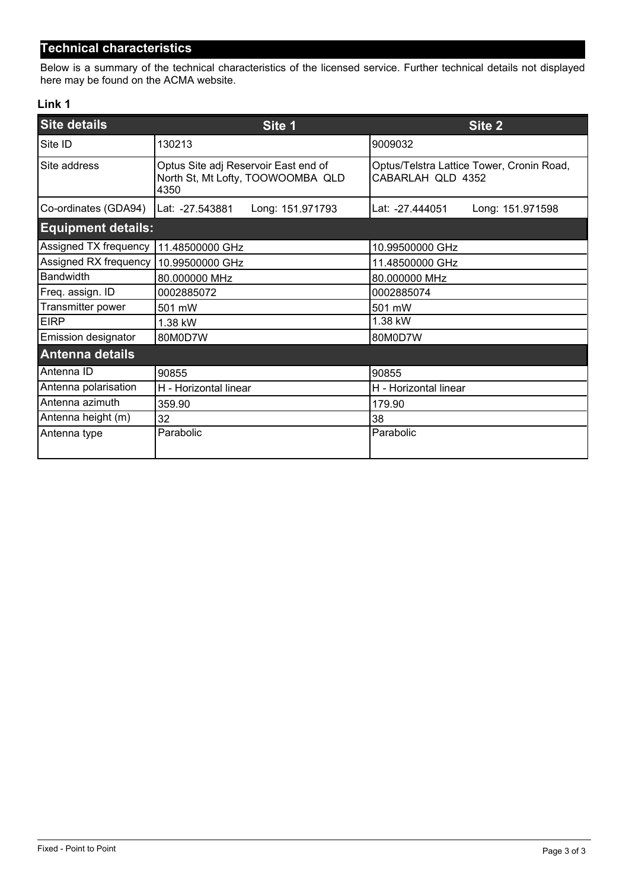## Technical characteristics

Below is a summary of the technical characteristics of the licensed service. Further technical details not displayed here may be found on the ACMA website.

### Link 1

| Site details | Site 1 | Site 2 |
|---|---|---|
| Site ID | 130213 | 9009032 |
| Site address | Optus Site adj Reservoir East end of North St, Mt Lofty, TOOWOOMBA QLD 4350 | Optus/Telstra Lattice Tower, Cronin Road, CABARLAH QLD 4352 |
| Co-ordinates (GDA94) | Lat: -27.543881 Long: 151.971793 | Lat: -27.444051 Long: 151.971598 |
| **Equipment details:** | | |
| Assigned TX frequency | 11.48500000 GHz | 10.99500000 GHz |
| Assigned RX frequency | 10.99500000 GHz | 11.48500000 GHz |
| Bandwidth | 80.000000 MHz | 80.000000 MHz |
| Freq. assign. ID | 0002885072 | 0002885074 |
| Transmitter power | 501 mW | 501 mW |
| EIRP | 1.38 kW | 1.38 kW |
| Emission designator | 80M0D7W | 80M0D7W |
| **Antenna details** | | |
| Antenna ID | 90855 | 90855 |
| Antenna polarisation | H - Horizontal linear | H - Horizontal linear |
| Antenna azimuth | 359.90 | 179.90 |
| Antenna height (m) | 32 | 38 |
| Antenna type | Parabolic | Parabolic |

Fixed - Point to Point